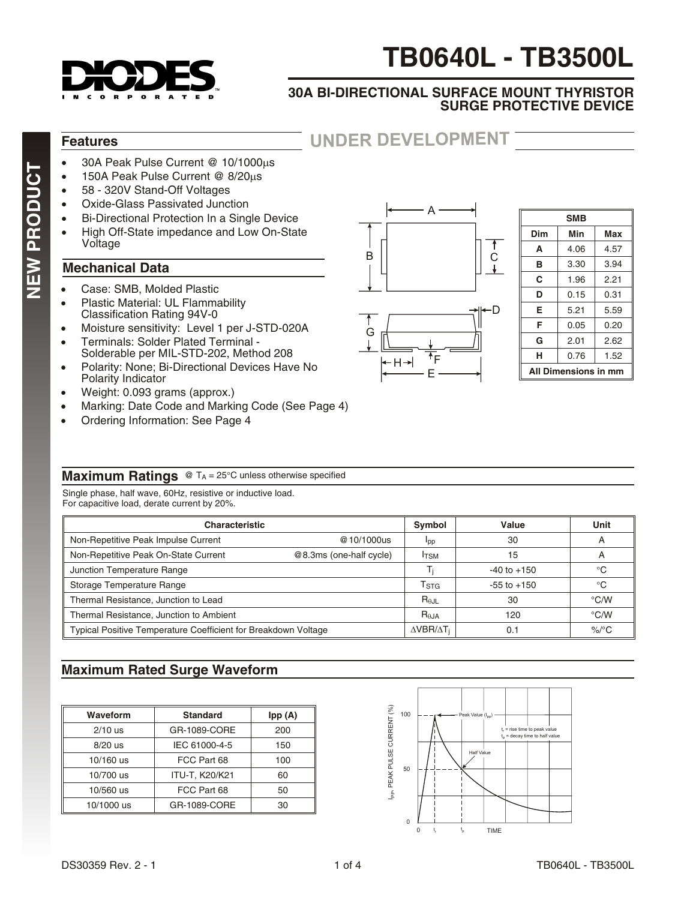# TB0640L - TB3500L

## 30A BI-DIRECTIONAL SURFACE MOUNT THYRISTOR SURGE PROTECTIVE DEVICE

NEW PRODUCT

UNDER DEVELOPMENT

### Features

- 30A Peak Pulse Current @ 10/1000μs
- 150A Peak Pulse Current @ 8/20μs
- 58 - 320V Stand-Off Voltages
- Oxide-Glass Passivated Junction
- Bi-Directional Protection In a Single Device
- High Off-State impedance and Low On-State Voltage

### Mechanical Data

- Case: SMB, Molded Plastic
- Plastic Material: UL Flammability Classification Rating 94V-0
- Moisture sensitivity: Level 1 per J-STD-020A
- Terminals: Solder Plated Terminal - Solderable per MIL-STD-202, Method 208
- Polarity: None; Bi-Directional Devices Have No Polarity Indicator
- Weight: 0.093 grams (approx.)
- Marking: Date Code and Marking Code (See Page 4)
- Ordering Information: See Page 4

| SMB | | |
|---|---|---|
| Dim | Min | Max |
| A | 4.06 | 4.57 |
| B | 3.30 | 3.94 |
| C | 1.96 | 2.21 |
| D | 0.15 | 0.31 |
| E | 5.21 | 5.59 |
| F | 0.05 | 0.20 |
| G | 2.01 | 2.62 |
| H | 0.76 | 1.52 |
| All Dimensions in mm | | |

### Maximum Ratings @ $T_A$ = 25°C unless otherwise specified

Single phase, half wave, 60Hz, resistive or inductive load.
For capacitive load, derate current by 20%.

| Characteristic | | Symbol | Value | Unit |
|---|---|---|---|---|
| Non-Repetitive Peak Impulse Current | @10/1000us | $I_{pp}$ | 30 | A |
| Non-Repetitive Peak On-State Current | @8.3ms (one-half cycle) | $I_{TSM}$ | 15 | A |
| Junction Temperature Range | | $T_j$ | -40 to +150 | °C |
| Storage Temperature Range | | $T_{STG}$ | -55 to +150 | °C |
| Thermal Resistance, Junction to Lead | | $R_{\theta JL}$ | 30 | °C/W |
| Thermal Resistance, Junction to Ambient | | $R_{\theta JA}$ | 120 | °C/W |
| Typical Positive Temperature Coefficient for Breakdown Voltage | | $\Delta VBR/\Delta T_j$ | 0.1 | %/°C |

### Maximum Rated Surge Waveform

| Waveform | Standard | Ipp (A) |
|---|---|---|
| 2/10 us | GR-1089-CORE | 200 |
| 8/20 us | IEC 61000-4-5 | 150 |
| 10/160 us | FCC Part 68 | 100 |
| 10/700 us | ITU-T, K20/K21 | 60 |
| 10/560 us | FCC Part 68 | 50 |
| 10/1000 us | GR-1089-CORE | 30 |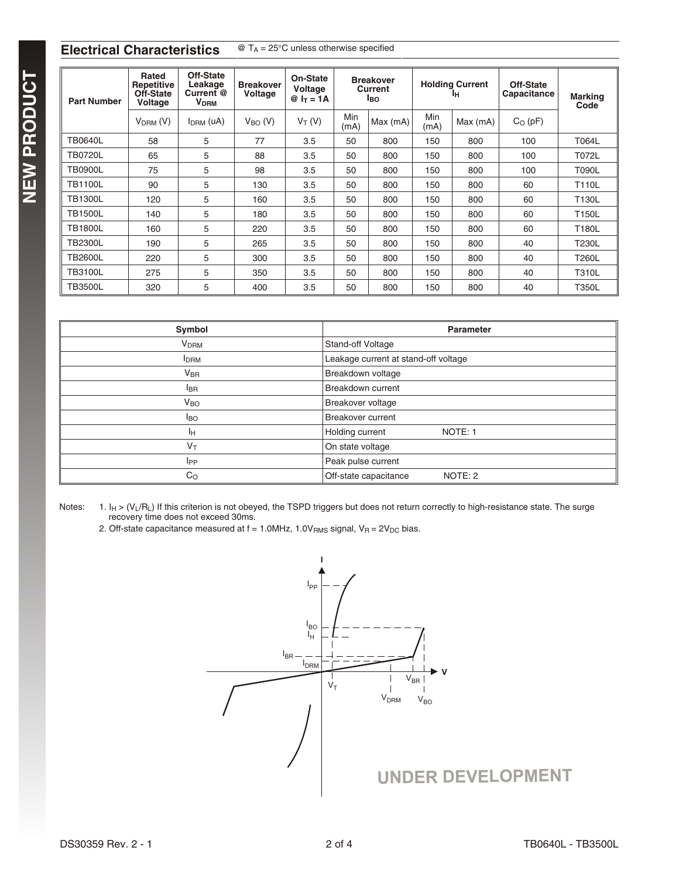## Electrical Characteristics

@ $T_A$ = 25°C unless otherwise specified

| Part Number | Rated Repetitive Off-State Voltage | Off-State Leakage Current @ $V_{DRM}$ | Breakover Voltage | On-State Voltage @ $I_T$ = 1A | Breakover Current $I_{BO}$ | | Holding Current $I_H$ | | Off-State Capacitance | Marking Code |
|---|---|---|---|---|---|---|---|---|---|---|
| | $V_{DRM}$ (V) | $I_{DRM}$ (uA) | $V_{BO}$ (V) | $V_T$ (V) | Min (mA) | Max (mA) | Min (mA) | Max (mA) | $C_O$ (pF) | |
| TB0640L | 58 | 5 | 77 | 3.5 | 50 | 800 | 150 | 800 | 100 | T064L |
| TB0720L | 65 | 5 | 88 | 3.5 | 50 | 800 | 150 | 800 | 100 | T072L |
| TB0900L | 75 | 5 | 98 | 3.5 | 50 | 800 | 150 | 800 | 100 | T090L |
| TB1100L | 90 | 5 | 130 | 3.5 | 50 | 800 | 150 | 800 | 60 | T110L |
| TB1300L | 120 | 5 | 160 | 3.5 | 50 | 800 | 150 | 800 | 60 | T130L |
| TB1500L | 140 | 5 | 180 | 3.5 | 50 | 800 | 150 | 800 | 60 | T150L |
| TB1800L | 160 | 5 | 220 | 3.5 | 50 | 800 | 150 | 800 | 60 | T180L |
| TB2300L | 190 | 5 | 265 | 3.5 | 50 | 800 | 150 | 800 | 40 | T230L |
| TB2600L | 220 | 5 | 300 | 3.5 | 50 | 800 | 150 | 800 | 40 | T260L |
| TB3100L | 275 | 5 | 350 | 3.5 | 50 | 800 | 150 | 800 | 40 | T310L |
| TB3500L | 320 | 5 | 400 | 3.5 | 50 | 800 | 150 | 800 | 40 | T350L |

| Symbol | Parameter |
|---|---|
| $V_{DRM}$ | Stand-off Voltage |
| $I_{DRM}$ | Leakage current at stand-off voltage |
| $V_{BR}$ | Breakdown voltage |
| $I_{BR}$ | Breakdown current |
| $V_{BO}$ | Breakover voltage |
| $I_{BO}$ | Breakover current |
| $I_H$ | Holding current NOTE: 1 |
| $V_T$ | On state voltage |
| $I_{PP}$ | Peak pulse current |
| $C_O$ | Off-state capacitance NOTE: 2 |

Notes:
1. $I_H > (V_L/R_L)$ If this criterion is not obeyed, the TSPD triggers but does not return correctly to high-resistance state. The surge recovery time does not exceed 30ms.
2. Off-state capacitance measured at f = 1.0MHz, $1.0V_{RMS}$ signal, $V_R = 2V_{DC}$ bias.

UNDER DEVELOPMENT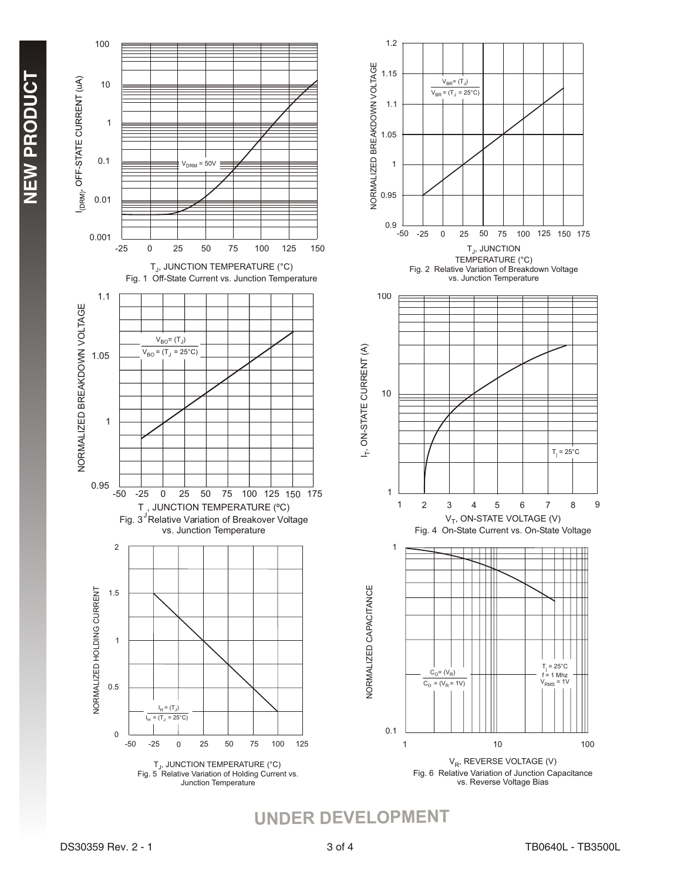Fig. 1 Off-State Current vs. Junction Temperature

Fig. 2 Relative Variation of Breakdown Voltage vs. Junction Temperature

Fig. 3 Relative Variation of Breakover Voltage vs. Junction Temperature

Fig. 4 On-State Current vs. On-State Voltage

Fig. 5 Relative Variation of Holding Current vs. Junction Temperature

Fig. 6 Relative Variation of Junction Capacitance vs. Reverse Voltage Bias

UNDER DEVELOPMENT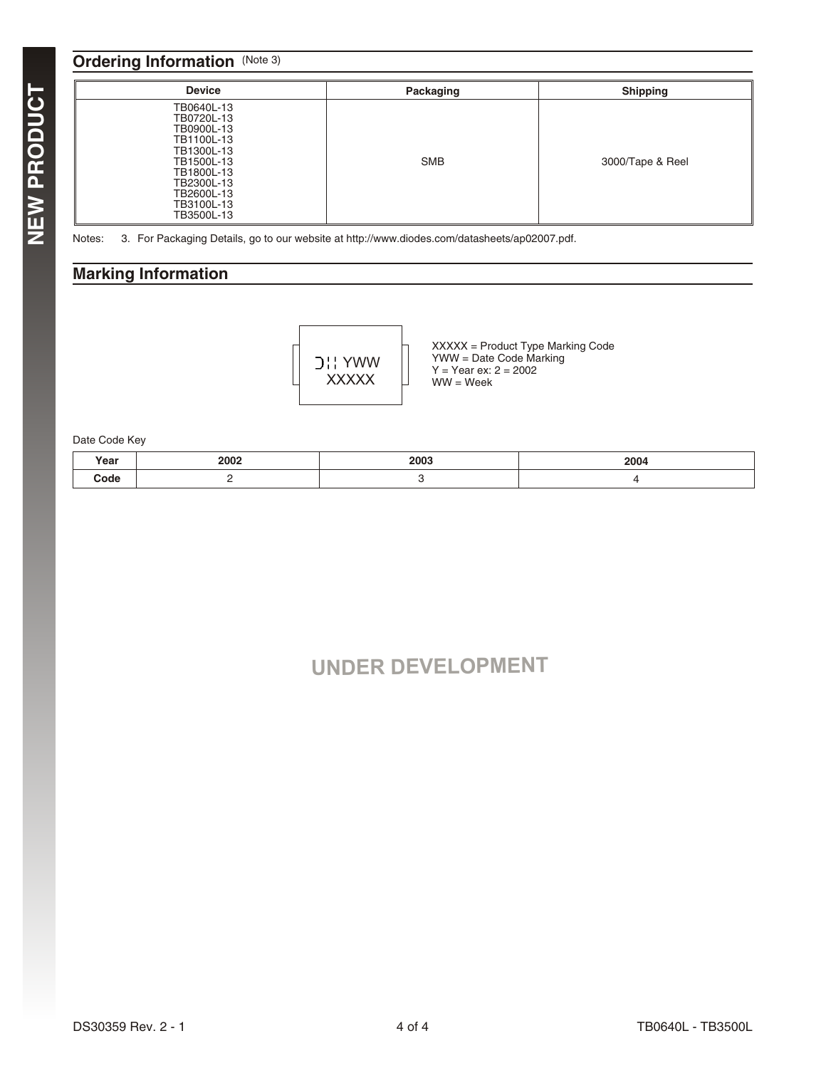## Ordering Information (Note 3)

| Device | Packaging | Shipping |
|---|---|---|
| TB0640L-13<br>TB0720L-13<br>TB0900L-13<br>TB1100L-13<br>TB1300L-13<br>TB1500L-13<br>TB1800L-13<br>TB2300L-13<br>TB2600L-13<br>TB3100L-13<br>TB3500L-13 | SMB | 3000/Tape & Reel |

Notes: 3. For Packaging Details, go to our website at http://www.diodes.com/datasheets/ap02007.pdf.

## Marking Information

YWW
XXXXX

XXXXX = Product Type Marking Code
YWW = Date Code Marking
Y = Year ex: 2 = 2002
WW = Week

Date Code Key

| Year | 2002 | 2003 | 2004 |
|---|---|---|---|
| Code | 2 | 3 | 4 |

UNDER DEVELOPMENT